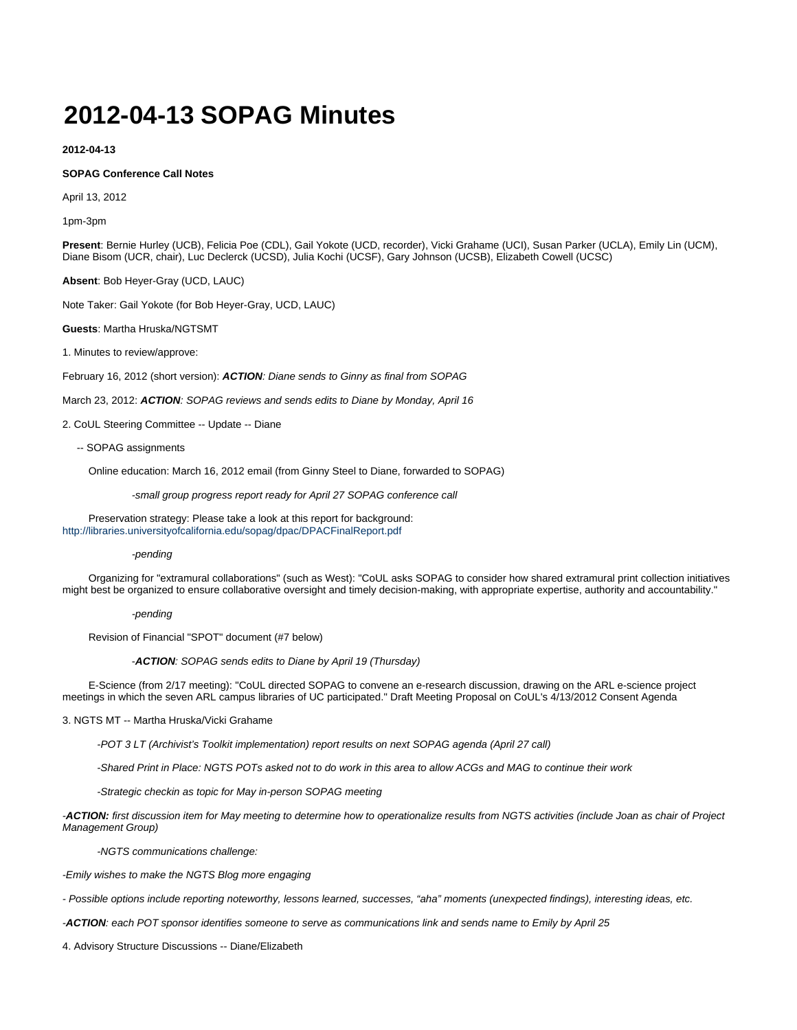# 2012-04-13 SOPAG Minutes

**2012-04-13**

**SOPAG Conference Call Notes**

April 13, 2012

1pm-3pm

**Present**: Bernie Hurley (UCB), Felicia Poe (CDL), Gail Yokote (UCD, recorder), Vicki Grahame (UCI), Susan Parker (UCLA), Emily Lin (UCM), Diane Bisom (UCR, chair), Luc Declerck (UCSD), Julia Kochi (UCSF), Gary Johnson (UCSB), Elizabeth Cowell (UCSC)

**Absent**: Bob Heyer-Gray (UCD, LAUC)

Note Taker: Gail Yokote (for Bob Heyer-Gray, UCD, LAUC)

**Guests**: Martha Hruska/NGTSMT

1. Minutes to review/approve:

February 16, 2012 (short version): ***ACTION****: Diane sends to Ginny as final from SOPAG*

March 23, 2012: ***ACTION****: SOPAG reviews and sends edits to Diane by Monday, April 16*

2. CoUL Steering Committee -- Update -- Diane

-- SOPAG assignments

Online education: March 16, 2012 email (from Ginny Steel to Diane, forwarded to SOPAG)

*-small group progress report ready for April 27 SOPAG conference call*

Preservation strategy: Please take a look at this report for background: http://libraries.universityofcalifornia.edu/sopag/dpac/DPACFinalReport.pdf

*-pending*

Organizing for "extramural collaborations" (such as West): "CoUL asks SOPAG to consider how shared extramural print collection initiatives might best be organized to ensure collaborative oversight and timely decision-making, with appropriate expertise, authority and accountability."

*-pending*

Revision of Financial "SPOT" document (#7 below)

*-**ACTION**: SOPAG sends edits to Diane by April 19 (Thursday)*

E-Science (from 2/17 meeting): "CoUL directed SOPAG to convene an e-research discussion, drawing on the ARL e-science project meetings in which the seven ARL campus libraries of UC participated." Draft Meeting Proposal on CoUL's 4/13/2012 Consent Agenda

3. NGTS MT -- Martha Hruska/Vicki Grahame

*-POT 3 LT (Archivist's Toolkit implementation) report results on next SOPAG agenda (April 27 call)*

*-Shared Print in Place: NGTS POTs asked not to do work in this area to allow ACGs and MAG to continue their work*

*-Strategic checkin as topic for May in-person SOPAG meeting*

*-**ACTION:** first discussion item for May meeting to determine how to operationalize results from NGTS activities (include Joan as chair of Project Management Group)*

*-NGTS communications challenge:*

*-Emily wishes to make the NGTS Blog more engaging*

*- Possible options include reporting noteworthy, lessons learned, successes, "aha" moments (unexpected findings), interesting ideas, etc.*

*-**ACTION**: each POT sponsor identifies someone to serve as communications link and sends name to Emily by April 25*

4. Advisory Structure Discussions -- Diane/Elizabeth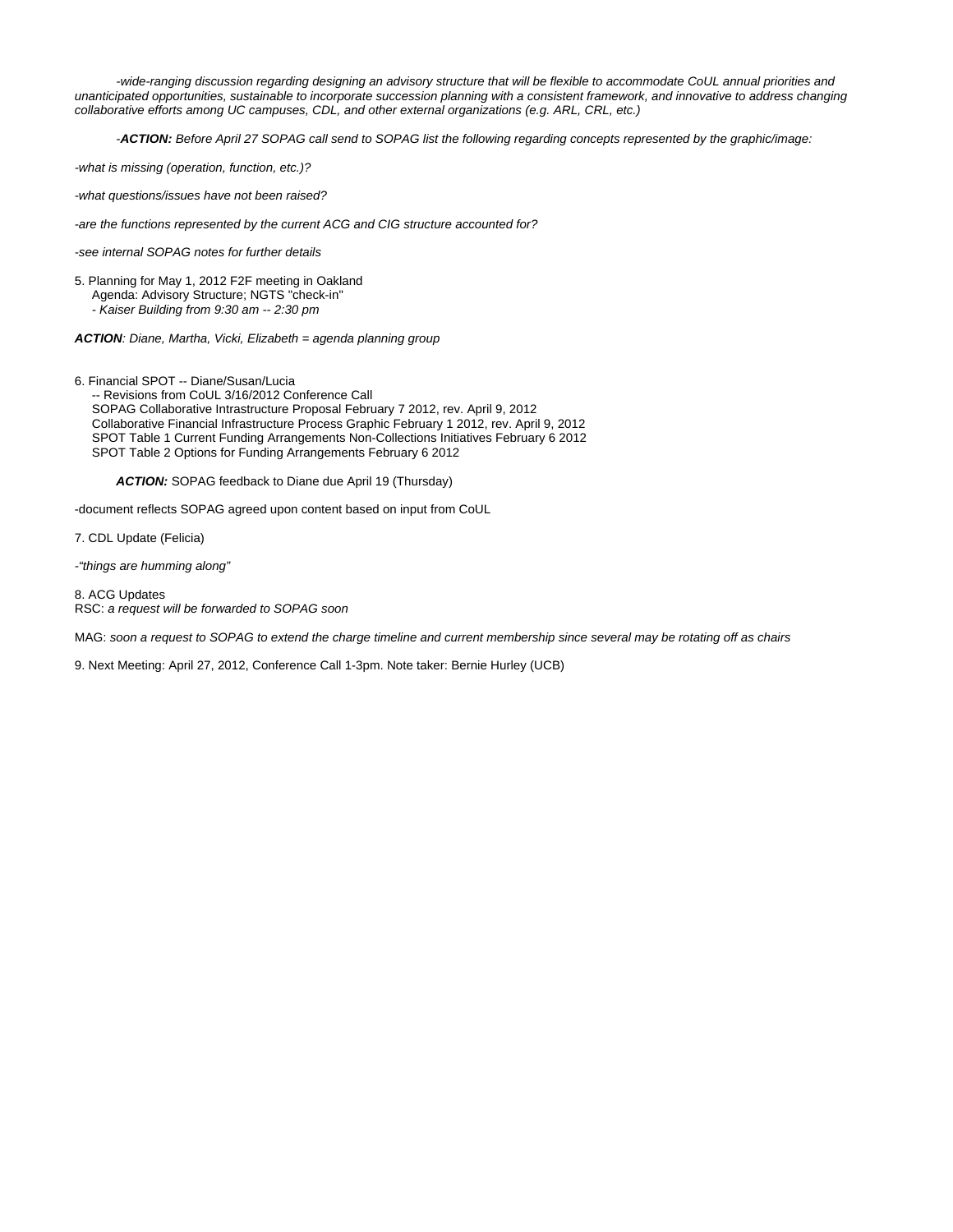*-wide-ranging discussion regarding designing an advisory structure that will be flexible to accommodate CoUL annual priorities and unanticipated opportunities, sustainable to incorporate succession planning with a consistent framework, and innovative to address changing collaborative efforts among UC campuses, CDL, and other external organizations (e.g. ARL, CRL, etc.)*

*-**ACTION:** Before April 27 SOPAG call send to SOPAG list the following regarding concepts represented by the graphic/image:*

*-what is missing (operation, function, etc.)?*

*-what questions/issues have not been raised?*

*-are the functions represented by the current ACG and CIG structure accounted for?*

*-see internal SOPAG notes for further details*

5. Planning for May 1, 2012 F2F meeting in Oakland
   Agenda: Advisory Structure; NGTS "check-in"
   *- Kaiser Building from 9:30 am -- 2:30 pm*

***ACTION**: Diane, Martha, Vicki, Elizabeth = agenda planning group*

6. Financial SPOT -- Diane/Susan/Lucia
   -- Revisions from CoUL 3/16/2012 Conference Call
   SOPAG Collaborative Intrastructure Proposal February 7 2012, rev. April 9, 2012
   Collaborative Financial Infrastructure Process Graphic February 1 2012, rev. April 9, 2012
   SPOT Table 1 Current Funding Arrangements Non-Collections Initiatives February 6 2012
   SPOT Table 2 Options for Funding Arrangements February 6 2012

***ACTION:*** SOPAG feedback to Diane due April 19 (Thursday)

-document reflects SOPAG agreed upon content based on input from CoUL

7. CDL Update (Felicia)

*-"things are humming along"*

8. ACG Updates
RSC: *a request will be forwarded to SOPAG soon*

MAG: *soon a request to SOPAG to extend the charge timeline and current membership since several may be rotating off as chairs*

9. Next Meeting: April 27, 2012, Conference Call 1-3pm. Note taker: Bernie Hurley (UCB)